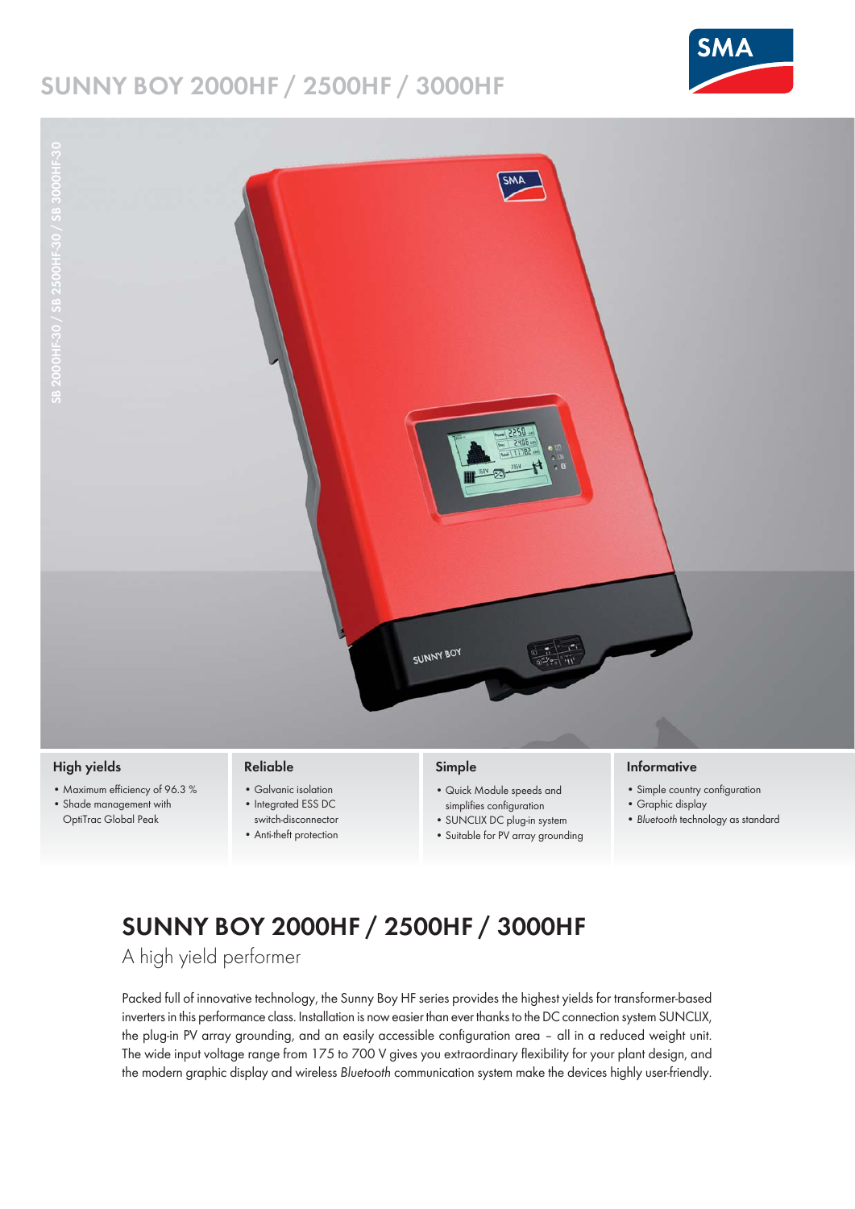# SUNNY BOY 2000HF / 2500HF / 3000HF

SB 2000HF-30 / SB 2500HF-30 / SB 3000HF-30

### High yields

- Maximum efficiency of 96.3 %
- Shade management with OptiTrac Global Peak

### Reliable

- Galvanic isolation
- Integrated ESS DC switch-disconnector
- Anti-theft protection

### Simple

- Quick Module speeds and simplifies configuration
- SUNCLIX DC plug-in system
- Suitable for PV array grounding

### Informative

- Simple country configuration
- Graphic display
- *Bluetooth* technology as standard

## SUNNY BOY 2000HF / 2500HF / 3000HF

A high yield performer

Packed full of innovative technology, the Sunny Boy HF series provides the highest yields for transformer-based inverters in this performance class. Installation is now easier than ever thanks to the DC connection system SUNCLIX, the plug-in PV array grounding, and an easily accessible configuration area – all in a reduced weight unit. The wide input voltage range from 175 to 700 V gives you extraordinary flexibility for your plant design, and the modern graphic display and wireless *Bluetooth* communication system make the devices highly user-friendly.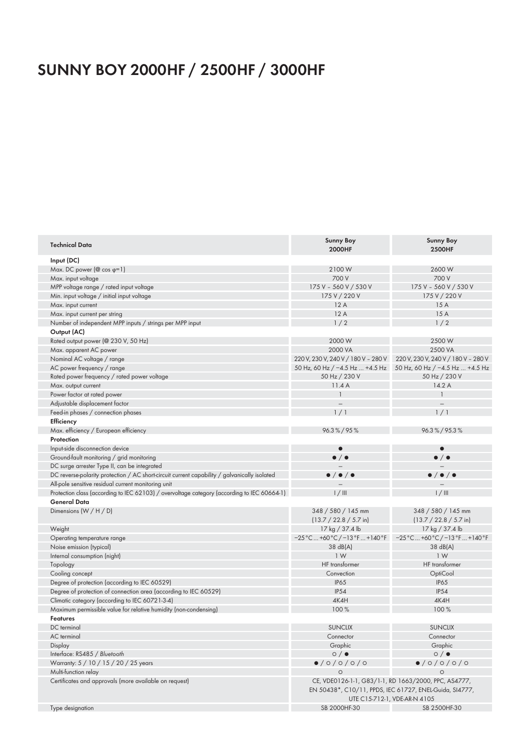# SUNNY BOY 2000HF / 2500HF / 3000HF

| Technical Data | Sunny Boy 2000HF | Sunny Boy 2500HF |
|---|---|---|
| **Input (DC)** | | |
| Max. DC power (@ cos φ=1) | 2100 W | 2600 W |
| Max. input voltage | 700 V | 700 V |
| MPP voltage range / rated input voltage | 175 V – 560 V / 530 V | 175 V – 560 V / 530 V |
| Min. input voltage / initial input voltage | 175 V / 220 V | 175 V / 220 V |
| Max. input current | 12 A | 15 A |
| Max. input current per string | 12 A | 15 A |
| Number of independent MPP inputs / strings per MPP input | 1 / 2 | 1 / 2 |
| **Output (AC)** | | |
| Rated output power (@ 230 V, 50 Hz) | 2000 W | 2500 W |
| Max. apparent AC power | 2000 VA | 2500 VA |
| Nominal AC voltage / range | 220 V, 230 V, 240 V / 180 V – 280 V | 220 V, 230 V, 240 V / 180 V – 280 V |
| AC power frequency / range | 50 Hz, 60 Hz / −4.5 Hz ... +4.5 Hz | 50 Hz, 60 Hz / −4.5 Hz ... +4.5 Hz |
| Rated power frequency / rated power voltage | 50 Hz / 230 V | 50 Hz / 230 V |
| Max. output current | 11.4 A | 14.2 A |
| Power factor at rated power | 1 | 1 |
| Adjustable displacement factor | – | – |
| Feed-in phases / connection phases | 1 / 1 | 1 / 1 |
| **Efficiency** | | |
| Max. efficiency / European efficiency | 96.3 % / 95 % | 96.3 % / 95.3 % |
| **Protection** | | |
| Input-side disconnection device | ● | ● |
| Ground-fault monitoring / grid monitoring | ● / ● | ● / ● |
| DC surge arrester Type II, can be integrated | – | – |
| DC reverse-polarity protection / AC short-circuit current capability / galvanically isolated | ● / ● / ● | ● / ● / ● |
| All-pole sensitive residual current monitoring unit | – | – |
| Protection class (according to IEC 62103) / overvoltage category (according to IEC 60664-1) | I / III | I / III |
| **General Data** | | |
| Dimensions (W / H / D) | 348 / 580 / 145 mm (13.7 / 22.8 / 5.7 in) | 348 / 580 / 145 mm (13.7 / 22.8 / 5.7 in) |
| Weight | 17 kg / 37.4 lb | 17 kg / 37.4 lb |
| Operating temperature range | −25 °C ... +60 °C / −13 °F ... +140 °F | −25 °C ... +60 °C / −13 °F ... +140 °F |
| Noise emission (typical) | 38 dB(A) | 38 dB(A) |
| Internal consumption (night) | 1 W | 1 W |
| Topology | HF transformer | HF transformer |
| Cooling concept | Convection | OptiCool |
| Degree of protection (according to IEC 60529) | IP65 | IP65 |
| Degree of protection of connection area (according to IEC 60529) | IP54 | IP54 |
| Climatic category (according to IEC 60721-3-4) | 4K4H | 4K4H |
| Maximum permissible value for relative humidity (non-condensing) | 100 % | 100 % |
| **Features** | | |
| DC terminal | SUNCLIX | SUNCLIX |
| AC terminal | Connector | Connector |
| Display | Graphic | Graphic |
| Interface: RS485 / *Bluetooth* | ○ / ● | ○ / ● |
| Warranty: 5 / 10 / 15 / 20 / 25 years | ● / ○ / ○ / ○ / ○ | ● / ○ / ○ / ○ / ○ |
| Multi-function relay | ○ | ○ |
| Certificates and approvals (more available on request) | CE, VDE0126-1-1, G83/1-1, RD 1663/2000, PPC, AS4777, EN 50438*, C10/11, PPDS, IEC 61727, ENEL-Guida, SI4777, UTE C15-712-1, VDE-AR-N 4105 | |
| Type designation | SB 2000HF-30 | SB 2500HF-30 |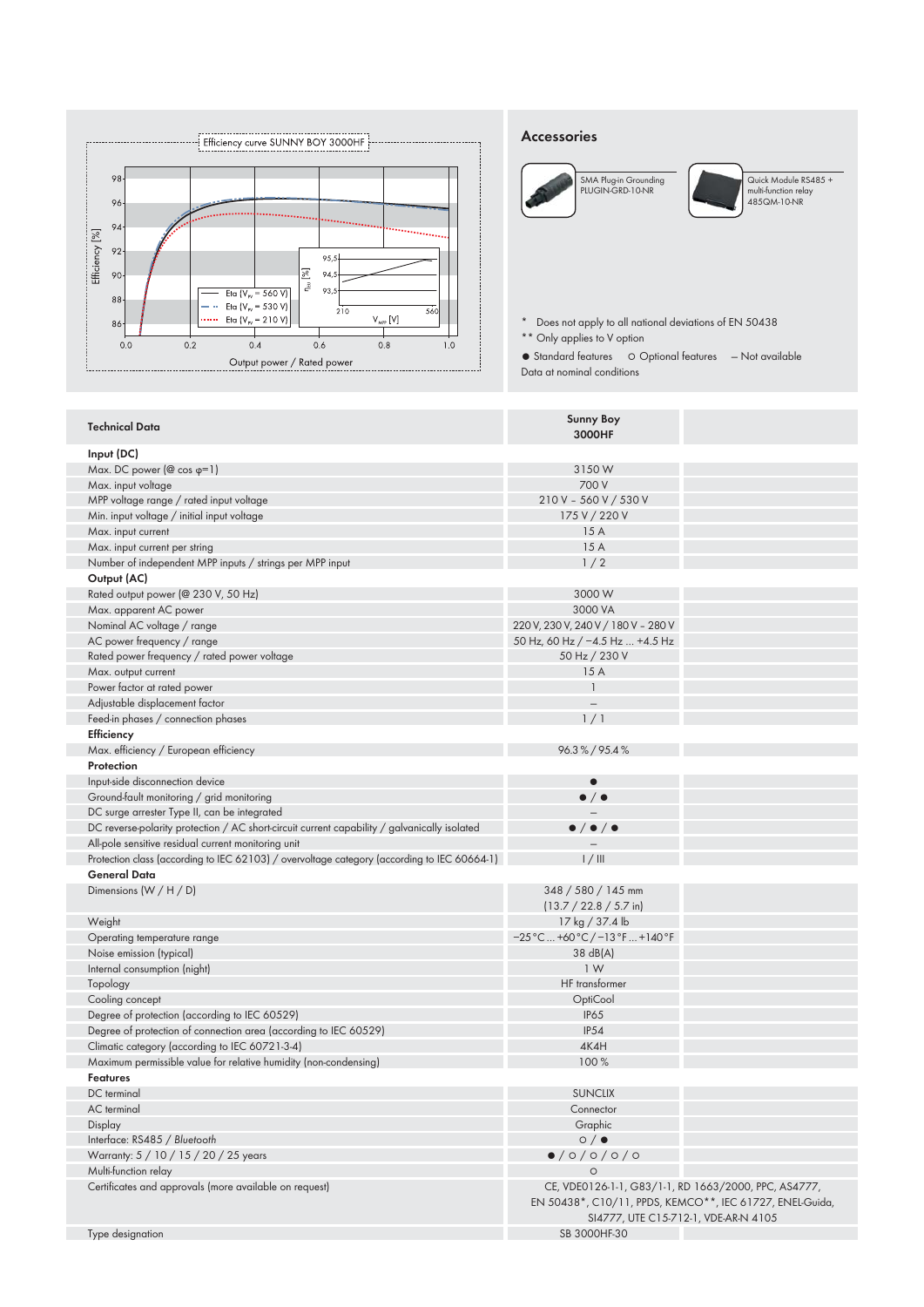Efficiency curve SUNNY BOY 3000HF

## Accessories

SMA Plug-in Grounding PLUGIN-GRD-10-NR

Quick Module RS485 + multi-function relay 485QM-10-NR

\* Does not apply to all national deviations of EN 50438
\*\* Only applies to V option

● Standard features ○ Optional features – Not available

Data at nominal conditions

| Technical Data | Sunny Boy 3000HF |
|---|---|
| **Input (DC)** | |
| Max. DC power (@ cos φ=1) | 3150 W |
| Max. input voltage | 700 V |
| MPP voltage range / rated input voltage | 210 V – 560 V / 530 V |
| Min. input voltage / initial input voltage | 175 V / 220 V |
| Max. input current | 15 A |
| Max. input current per string | 15 A |
| Number of independent MPP inputs / strings per MPP input | 1 / 2 |
| **Output (AC)** | |
| Rated output power (@ 230 V, 50 Hz) | 3000 W |
| Max. apparent AC power | 3000 VA |
| Nominal AC voltage / range | 220 V, 230 V, 240 V / 180 V – 280 V |
| AC power frequency / range | 50 Hz, 60 Hz / −4.5 Hz ... +4.5 Hz |
| Rated power frequency / rated power voltage | 50 Hz / 230 V |
| Max. output current | 15 A |
| Power factor at rated power | 1 |
| Adjustable displacement factor | – |
| Feed-in phases / connection phases | 1 / 1 |
| **Efficiency** | |
| Max. efficiency / European efficiency | 96.3 % / 95.4 % |
| **Protection** | |
| Input-side disconnection device | ● |
| Ground-fault monitoring / grid monitoring | ● / ● |
| DC surge arrester Type II, can be integrated | – |
| DC reverse-polarity protection / AC short-circuit current capability / galvanically isolated | ● / ● / ● |
| All-pole sensitive residual current monitoring unit | – |
| Protection class (according to IEC 62103) / overvoltage category (according to IEC 60664-1) | I / III |
| **General Data** | |
| Dimensions (W / H / D) | 348 / 580 / 145 mm (13.7 / 22.8 / 5.7 in) |
| Weight | 17 kg / 37.4 lb |
| Operating temperature range | −25 °C ... +60 °C / −13 °F ... +140 °F |
| Noise emission (typical) | 38 dB(A) |
| Internal consumption (night) | 1 W |
| Topology | HF transformer |
| Cooling concept | OptiCool |
| Degree of protection (according to IEC 60529) | IP65 |
| Degree of protection of connection area (according to IEC 60529) | IP54 |
| Climatic category (according to IEC 60721-3-4) | 4K4H |
| Maximum permissible value for relative humidity (non-condensing) | 100 % |
| **Features** | |
| DC terminal | SUNCLIX |
| AC terminal | Connector |
| Display | Graphic |
| Interface: RS485 / *Bluetooth* | ○ / ● |
| Warranty: 5 / 10 / 15 / 20 / 25 years | ● / ○ / ○ / ○ / ○ |
| Multi-function relay | ○ |
| Certificates and approvals (more available on request) | CE, VDE0126-1-1, G83/1-1, RD 1663/2000, PPC, AS4777, EN 50438\*, C10/11, PPDS, KEMCO\*\*, IEC 61727, ENEL-Guida, SI4777, UTE C15-712-1, VDE-AR-N 4105 |
| Type designation | SB 3000HF-30 |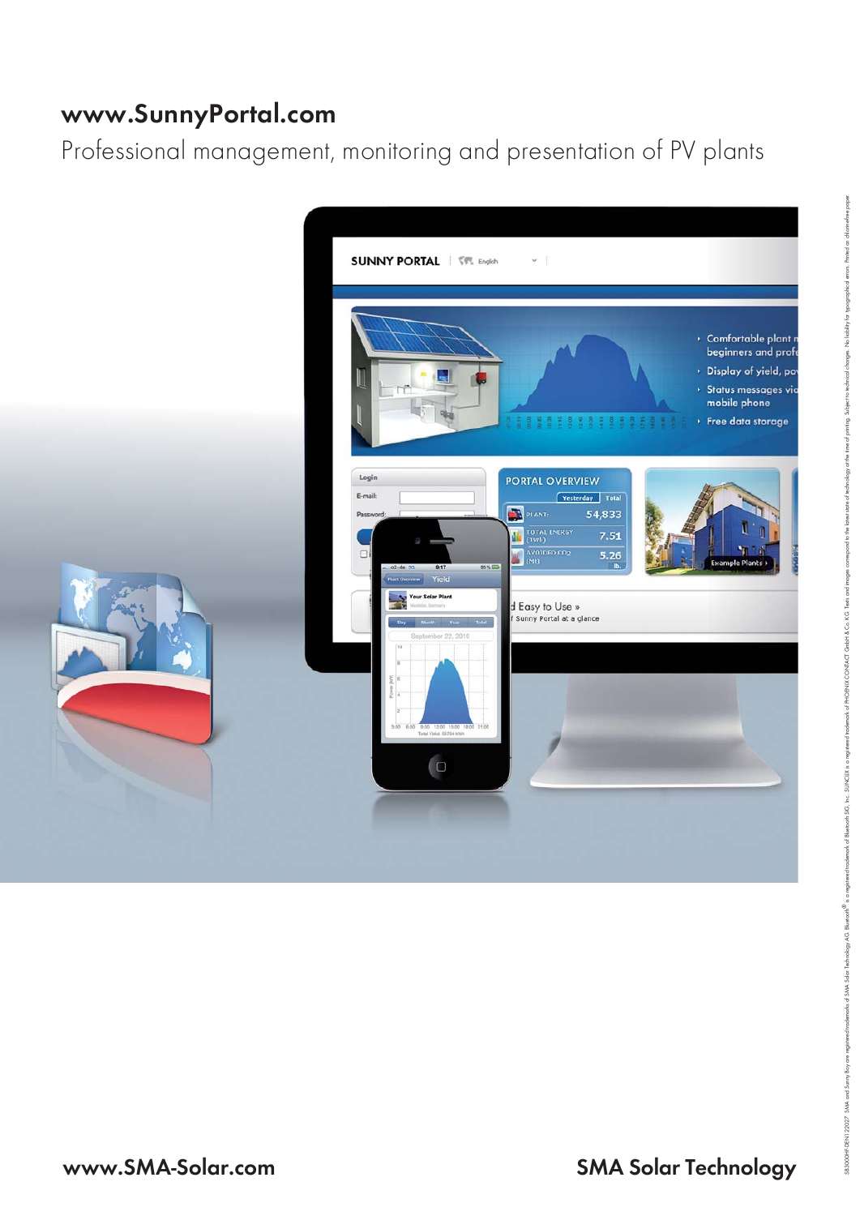## www.SunnyPortal.com

Professional management, monitoring and presentation of PV plants

www.SMA-Solar.com

**SMA Solar Technology**

SB3000HF-DEN122027 SMA and Sunny Boy are registered trademarks of SMA Solar Technology AG. Bluetooth® is a registered trademark of Bluetooth SIG, Inc. SUNCLIX is a registered trademark of PHOENIX CONTACT GmbH & Co. KG. Texts and images correspond to the latest state of technology at the time of printing. Subject to technical changes. No liability for typographical errors. Printed on chlorine-free paper.